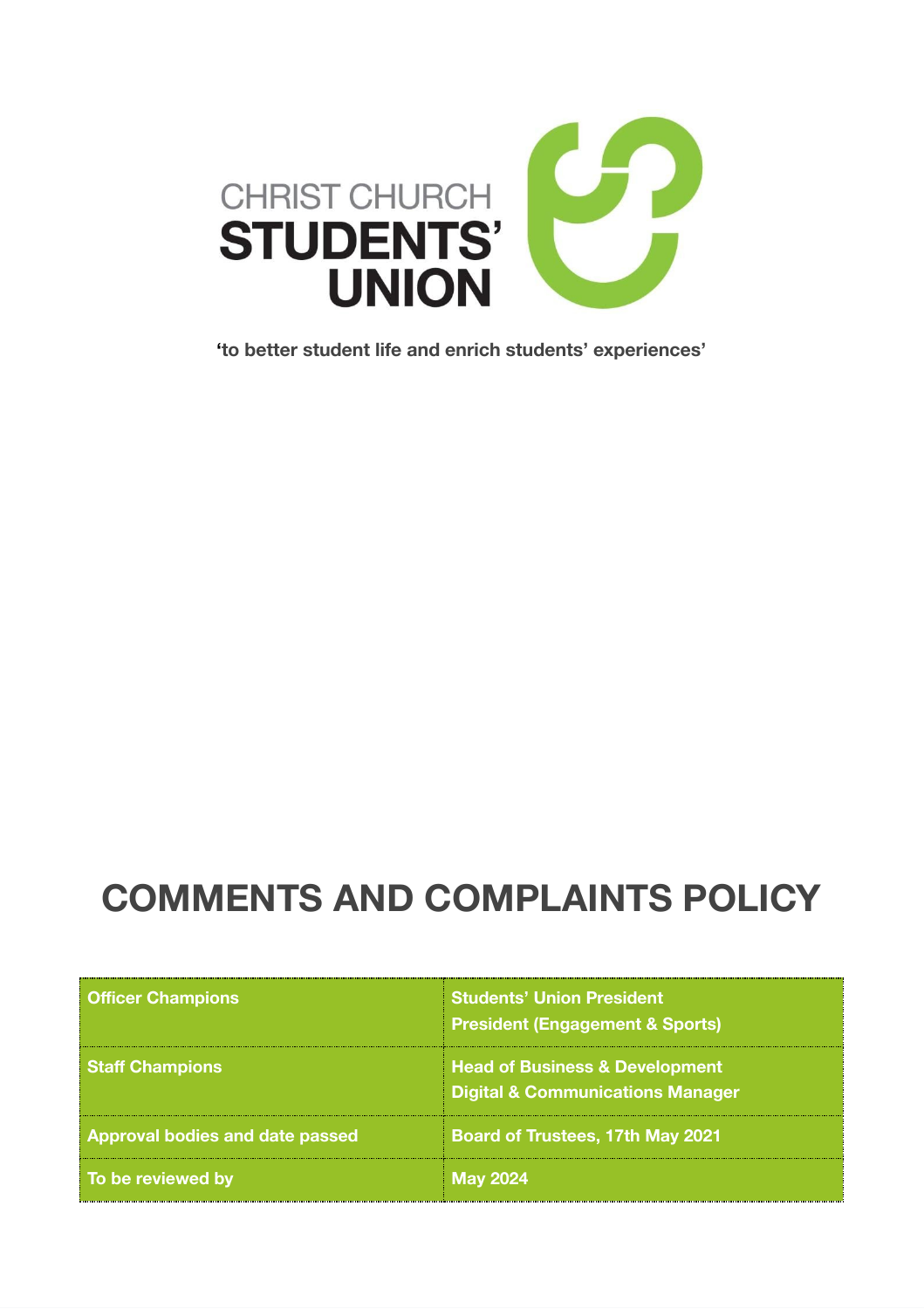CHRIST CHURCH
**STUDENTS' UNION**

**'to better student life and enrich students' experiences'**

# COMMENTS AND COMPLAINTS POLICY

| | |
|---|---|
| **Officer Champions** | **Students' Union President**<br>**President (Engagement & Sports)** |
| **Staff Champions** | **Head of Business & Development**<br>**Digital & Communications Manager** |
| **Approval bodies and date passed** | **Board of Trustees, 17th May 2021** |
| **To be reviewed by** | **May 2024** |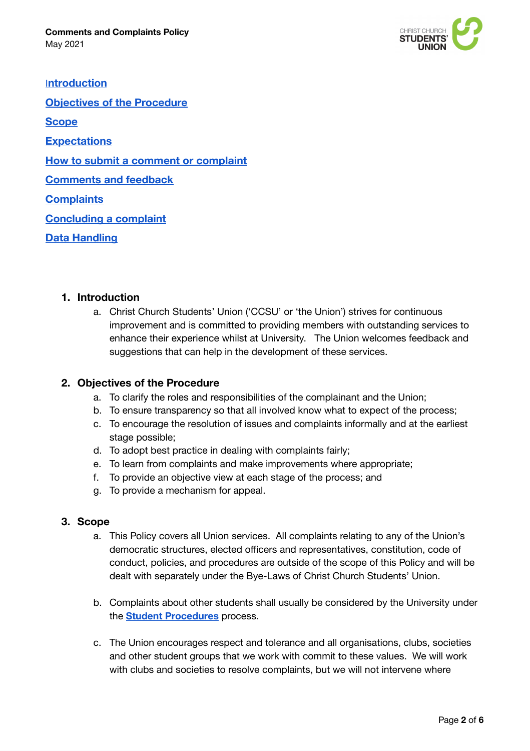[Introduction](#)

[Objectives of the Procedure](#)

[Scope](#)

[Expectations](#)

[How to submit a comment or complaint](#)

[Comments and feedback](#)

[Complaints](#)

[Concluding a complaint](#)

[Data Handling](#)

## 1. Introduction

a. Christ Church Students' Union ('CCSU' or 'the Union') strives for continuous improvement and is committed to providing members with outstanding services to enhance their experience whilst at University. The Union welcomes feedback and suggestions that can help in the development of these services.

## 2. Objectives of the Procedure

a. To clarify the roles and responsibilities of the complainant and the Union;
b. To ensure transparency so that all involved know what to expect of the process;
c. To encourage the resolution of issues and complaints informally and at the earliest stage possible;
d. To adopt best practice in dealing with complaints fairly;
e. To learn from complaints and make improvements where appropriate;
f. To provide an objective view at each stage of the process; and
g. To provide a mechanism for appeal.

## 3. Scope

a. This Policy covers all Union services. All complaints relating to any of the Union's democratic structures, elected officers and representatives, constitution, code of conduct, policies, and procedures are outside of the scope of this Policy and will be dealt with separately under the Bye-Laws of Christ Church Students' Union.

b. Complaints about other students shall usually be considered by the University under the **[Student Procedures](#)** process.

c. The Union encourages respect and tolerance and all organisations, clubs, societies and other student groups that we work with commit to these values. We will work with clubs and societies to resolve complaints, but we will not intervene where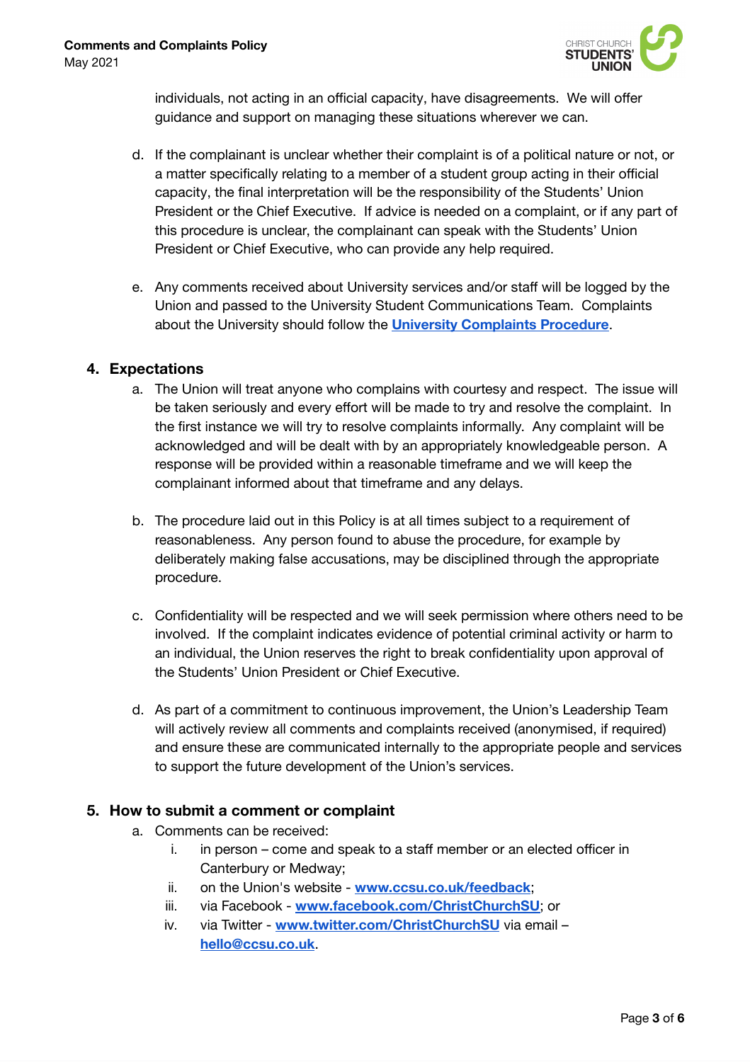individuals, not acting in an official capacity, have disagreements. We will offer guidance and support on managing these situations wherever we can.

d. If the complainant is unclear whether their complaint is of a political nature or not, or a matter specifically relating to a member of a student group acting in their official capacity, the final interpretation will be the responsibility of the Students' Union President or the Chief Executive. If advice is needed on a complaint, or if any part of this procedure is unclear, the complainant can speak with the Students' Union President or Chief Executive, who can provide any help required.

e. Any comments received about University services and/or staff will be logged by the Union and passed to the University Student Communications Team. Complaints about the University should follow the **University Complaints Procedure**.

## 4. Expectations

a. The Union will treat anyone who complains with courtesy and respect. The issue will be taken seriously and every effort will be made to try and resolve the complaint. In the first instance we will try to resolve complaints informally. Any complaint will be acknowledged and will be dealt with by an appropriately knowledgeable person. A response will be provided within a reasonable timeframe and we will keep the complainant informed about that timeframe and any delays.

b. The procedure laid out in this Policy is at all times subject to a requirement of reasonableness. Any person found to abuse the procedure, for example by deliberately making false accusations, may be disciplined through the appropriate procedure.

c. Confidentiality will be respected and we will seek permission where others need to be involved. If the complaint indicates evidence of potential criminal activity or harm to an individual, the Union reserves the right to break confidentiality upon approval of the Students' Union President or Chief Executive.

d. As part of a commitment to continuous improvement, the Union's Leadership Team will actively review all comments and complaints received (anonymised, if required) and ensure these are communicated internally to the appropriate people and services to support the future development of the Union's services.

## 5. How to submit a comment or complaint

a. Comments can be received:

   i. in person – come and speak to a staff member or an elected officer in Canterbury or Medway;
   ii. on the Union's website - **www.ccsu.co.uk/feedback**;
   iii. via Facebook - **www.facebook.com/ChristChurchSU**; or
   iv. via Twitter - **www.twitter.com/ChristChurchSU** via email – **hello@ccsu.co.uk**.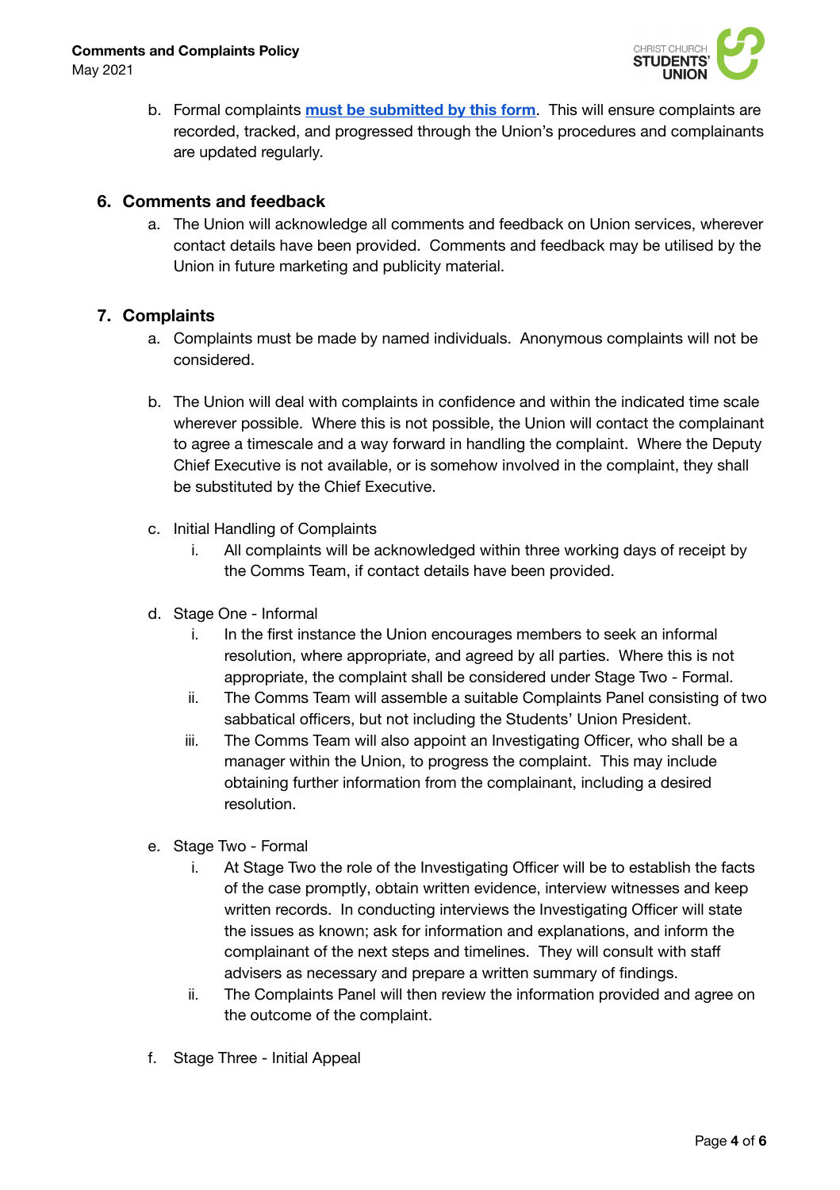b. Formal complaints **must be submitted by this form**. This will ensure complaints are recorded, tracked, and progressed through the Union's procedures and complainants are updated regularly.

## 6. Comments and feedback

a. The Union will acknowledge all comments and feedback on Union services, wherever contact details have been provided. Comments and feedback may be utilised by the Union in future marketing and publicity material.

## 7. Complaints

a. Complaints must be made by named individuals. Anonymous complaints will not be considered.

b. The Union will deal with complaints in confidence and within the indicated time scale wherever possible. Where this is not possible, the Union will contact the complainant to agree a timescale and a way forward in handling the complaint. Where the Deputy Chief Executive is not available, or is somehow involved in the complaint, they shall be substituted by the Chief Executive.

c. Initial Handling of Complaints
   i. All complaints will be acknowledged within three working days of receipt by the Comms Team, if contact details have been provided.

d. Stage One - Informal
   i. In the first instance the Union encourages members to seek an informal resolution, where appropriate, and agreed by all parties. Where this is not appropriate, the complaint shall be considered under Stage Two - Formal.
   ii. The Comms Team will assemble a suitable Complaints Panel consisting of two sabbatical officers, but not including the Students' Union President.
   iii. The Comms Team will also appoint an Investigating Officer, who shall be a manager within the Union, to progress the complaint. This may include obtaining further information from the complainant, including a desired resolution.

e. Stage Two - Formal
   i. At Stage Two the role of the Investigating Officer will be to establish the facts of the case promptly, obtain written evidence, interview witnesses and keep written records. In conducting interviews the Investigating Officer will state the issues as known; ask for information and explanations, and inform the complainant of the next steps and timelines. They will consult with staff advisers as necessary and prepare a written summary of findings.
   ii. The Complaints Panel will then review the information provided and agree on the outcome of the complaint.

f. Stage Three - Initial Appeal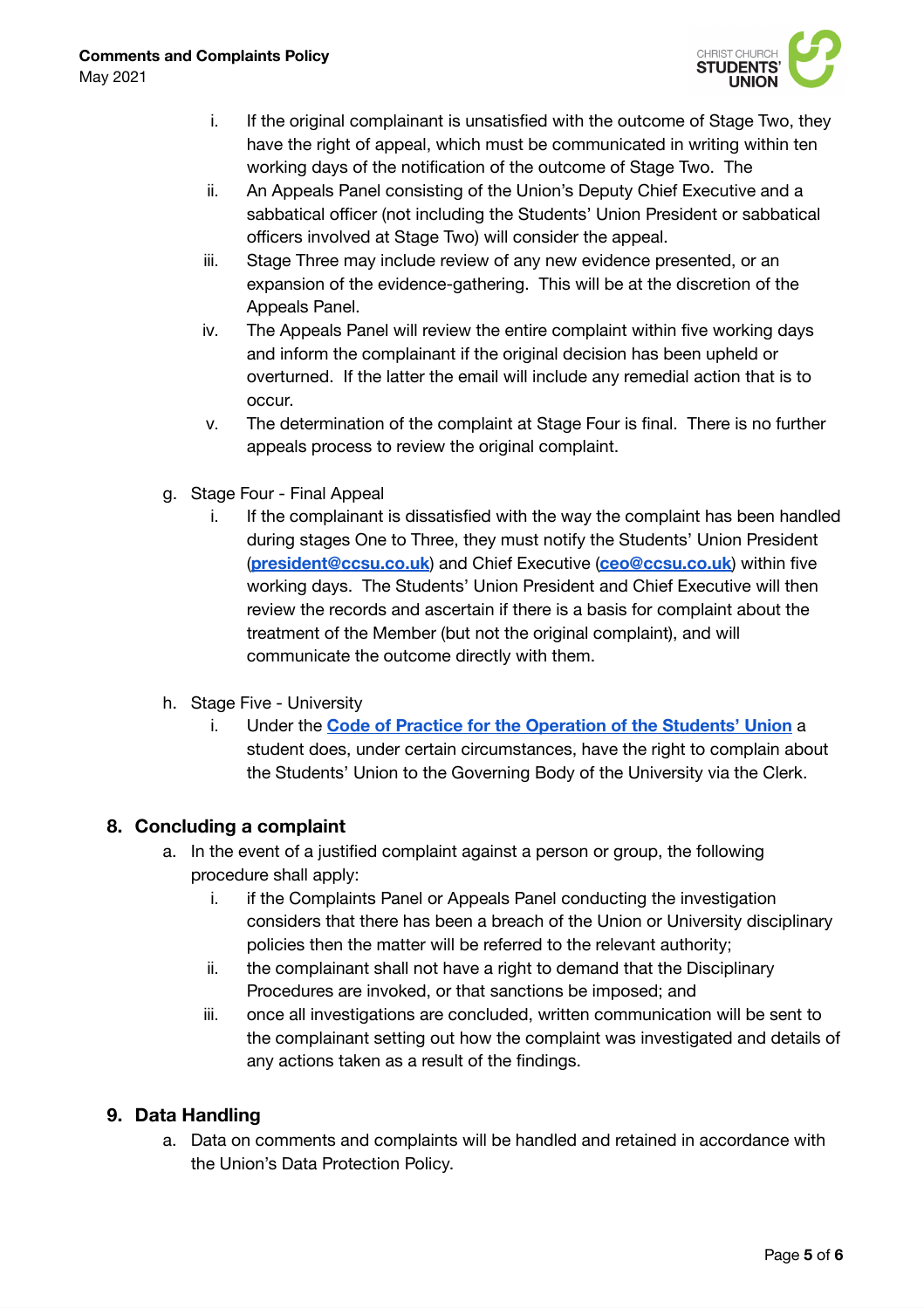i. If the original complainant is unsatisfied with the outcome of Stage Two, they have the right of appeal, which must be communicated in writing within ten working days of the notification of the outcome of Stage Two. The
   ii. An Appeals Panel consisting of the Union's Deputy Chief Executive and a sabbatical officer (not including the Students' Union President or sabbatical officers involved at Stage Two) will consider the appeal.
   iii. Stage Three may include review of any new evidence presented, or an expansion of the evidence-gathering. This will be at the discretion of the Appeals Panel.
   iv. The Appeals Panel will review the entire complaint within five working days and inform the complainant if the original decision has been upheld or overturned. If the latter the email will include any remedial action that is to occur.
   v. The determination of the complaint at Stage Four is final. There is no further appeals process to review the original complaint.

g. Stage Four - Final Appeal
   i. If the complainant is dissatisfied with the way the complaint has been handled during stages One to Three, they must notify the Students' Union President (**president@ccsu.co.uk**) and Chief Executive (**ceo@ccsu.co.uk**) within five working days. The Students' Union President and Chief Executive will then review the records and ascertain if there is a basis for complaint about the treatment of the Member (but not the original complaint), and will communicate the outcome directly with them.

h. Stage Five - University
   i. Under the **Code of Practice for the Operation of the Students' Union** a student does, under certain circumstances, have the right to complain about the Students' Union to the Governing Body of the University via the Clerk.

## 8. Concluding a complaint

a. In the event of a justified complaint against a person or group, the following procedure shall apply:
   i. if the Complaints Panel or Appeals Panel conducting the investigation considers that there has been a breach of the Union or University disciplinary policies then the matter will be referred to the relevant authority;
   ii. the complainant shall not have a right to demand that the Disciplinary Procedures are invoked, or that sanctions be imposed; and
   iii. once all investigations are concluded, written communication will be sent to the complainant setting out how the complaint was investigated and details of any actions taken as a result of the findings.

## 9. Data Handling

a. Data on comments and complaints will be handled and retained in accordance with the Union's Data Protection Policy.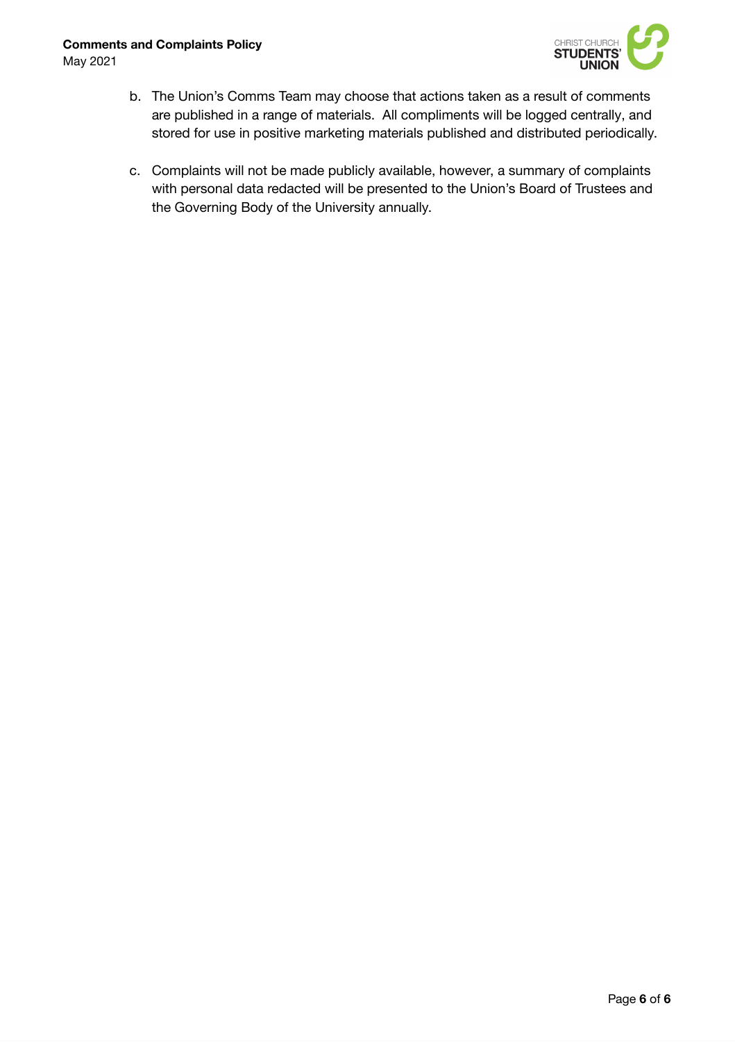b. The Union's Comms Team may choose that actions taken as a result of comments are published in a range of materials. All compliments will be logged centrally, and stored for use in positive marketing materials published and distributed periodically.

c. Complaints will not be made publicly available, however, a summary of complaints with personal data redacted will be presented to the Union's Board of Trustees and the Governing Body of the University annually.